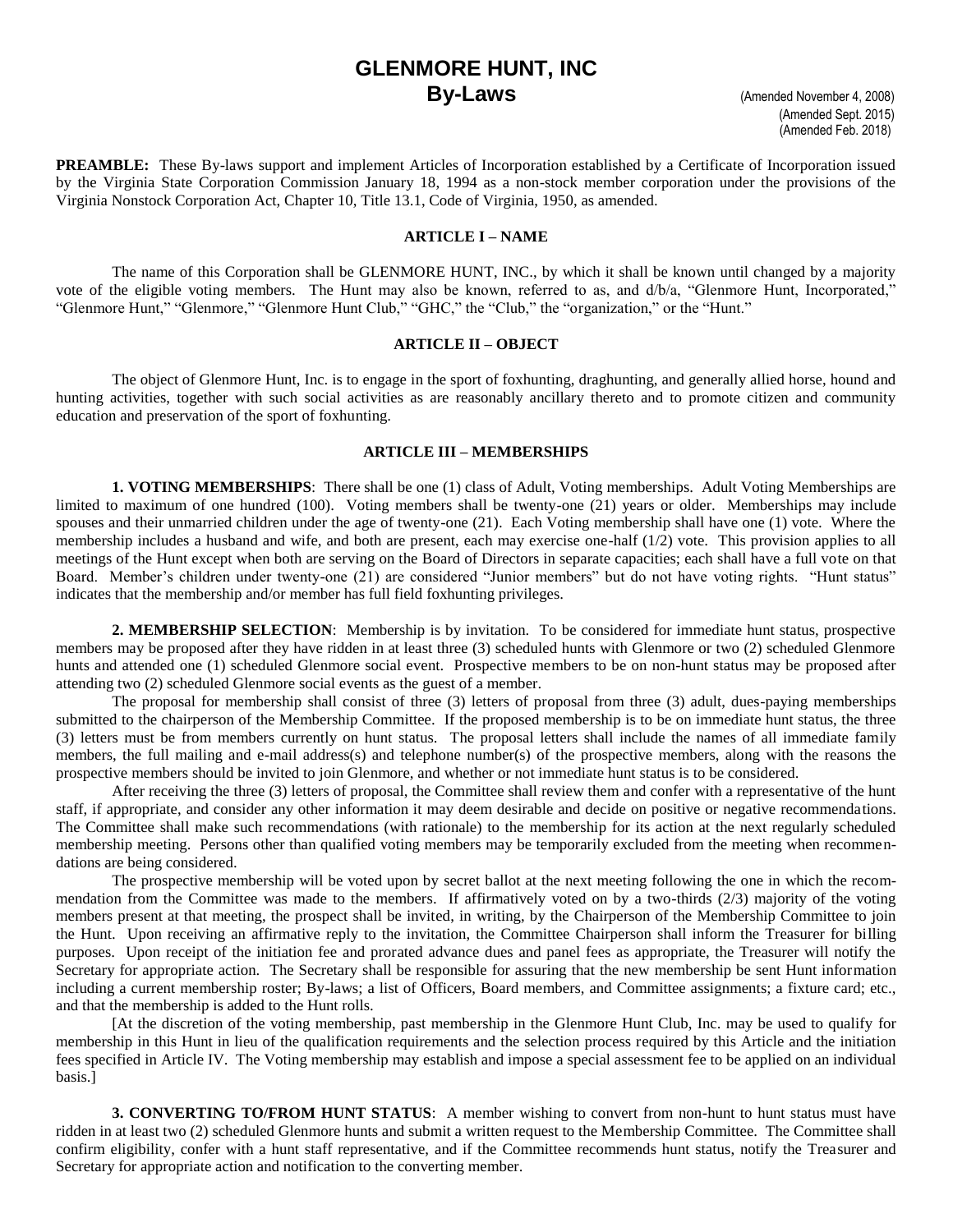# GLENMORE HUNT, INC
## By-Laws

(Amended November 4, 2008)
(Amended Sept. 2015)
(Amended Feb. 2018)

**PREAMBLE:** These By-laws support and implement Articles of Incorporation established by a Certificate of Incorporation issued by the Virginia State Corporation Commission January 18, 1994 as a non-stock member corporation under the provisions of the Virginia Nonstock Corporation Act, Chapter 10, Title 13.1, Code of Virginia, 1950, as amended.

### ARTICLE I – NAME

The name of this Corporation shall be GLENMORE HUNT, INC., by which it shall be known until changed by a majority vote of the eligible voting members. The Hunt may also be known, referred to as, and d/b/a, "Glenmore Hunt, Incorporated," "Glenmore Hunt," "Glenmore," "Glenmore Hunt Club," "GHC," the "Club," the "organization," or the "Hunt."

### ARTICLE II – OBJECT

The object of Glenmore Hunt, Inc. is to engage in the sport of foxhunting, draghunting, and generally allied horse, hound and hunting activities, together with such social activities as are reasonably ancillary thereto and to promote citizen and community education and preservation of the sport of foxhunting.

### ARTICLE III – MEMBERSHIPS

**1. VOTING MEMBERSHIPS**: There shall be one (1) class of Adult, Voting memberships. Adult Voting Memberships are limited to maximum of one hundred (100). Voting members shall be twenty-one (21) years or older. Memberships may include spouses and their unmarried children under the age of twenty-one (21). Each Voting membership shall have one (1) vote. Where the membership includes a husband and wife, and both are present, each may exercise one-half (1/2) vote. This provision applies to all meetings of the Hunt except when both are serving on the Board of Directors in separate capacities; each shall have a full vote on that Board. Member's children under twenty-one (21) are considered "Junior members" but do not have voting rights. "Hunt status" indicates that the membership and/or member has full field foxhunting privileges.

**2. MEMBERSHIP SELECTION**: Membership is by invitation. To be considered for immediate hunt status, prospective members may be proposed after they have ridden in at least three (3) scheduled hunts with Glenmore or two (2) scheduled Glenmore hunts and attended one (1) scheduled Glenmore social event. Prospective members to be on non-hunt status may be proposed after attending two (2) scheduled Glenmore social events as the guest of a member.

The proposal for membership shall consist of three (3) letters of proposal from three (3) adult, dues-paying memberships submitted to the chairperson of the Membership Committee. If the proposed membership is to be on immediate hunt status, the three (3) letters must be from members currently on hunt status. The proposal letters shall include the names of all immediate family members, the full mailing and e-mail address(s) and telephone number(s) of the prospective members, along with the reasons the prospective members should be invited to join Glenmore, and whether or not immediate hunt status is to be considered.

After receiving the three (3) letters of proposal, the Committee shall review them and confer with a representative of the hunt staff, if appropriate, and consider any other information it may deem desirable and decide on positive or negative recommendations. The Committee shall make such recommendations (with rationale) to the membership for its action at the next regularly scheduled membership meeting. Persons other than qualified voting members may be temporarily excluded from the meeting when recommendations are being considered.

The prospective membership will be voted upon by secret ballot at the next meeting following the one in which the recommendation from the Committee was made to the members. If affirmatively voted on by a two-thirds (2/3) majority of the voting members present at that meeting, the prospect shall be invited, in writing, by the Chairperson of the Membership Committee to join the Hunt. Upon receiving an affirmative reply to the invitation, the Committee Chairperson shall inform the Treasurer for billing purposes. Upon receipt of the initiation fee and prorated advance dues and panel fees as appropriate, the Treasurer will notify the Secretary for appropriate action. The Secretary shall be responsible for assuring that the new membership be sent Hunt information including a current membership roster; By-laws; a list of Officers, Board members, and Committee assignments; a fixture card; etc., and that the membership is added to the Hunt rolls.

[At the discretion of the voting membership, past membership in the Glenmore Hunt Club, Inc. may be used to qualify for membership in this Hunt in lieu of the qualification requirements and the selection process required by this Article and the initiation fees specified in Article IV. The Voting membership may establish and impose a special assessment fee to be applied on an individual basis.]

**3. CONVERTING TO/FROM HUNT STATUS**: A member wishing to convert from non-hunt to hunt status must have ridden in at least two (2) scheduled Glenmore hunts and submit a written request to the Membership Committee. The Committee shall confirm eligibility, confer with a hunt staff representative, and if the Committee recommends hunt status, notify the Treasurer and Secretary for appropriate action and notification to the converting member.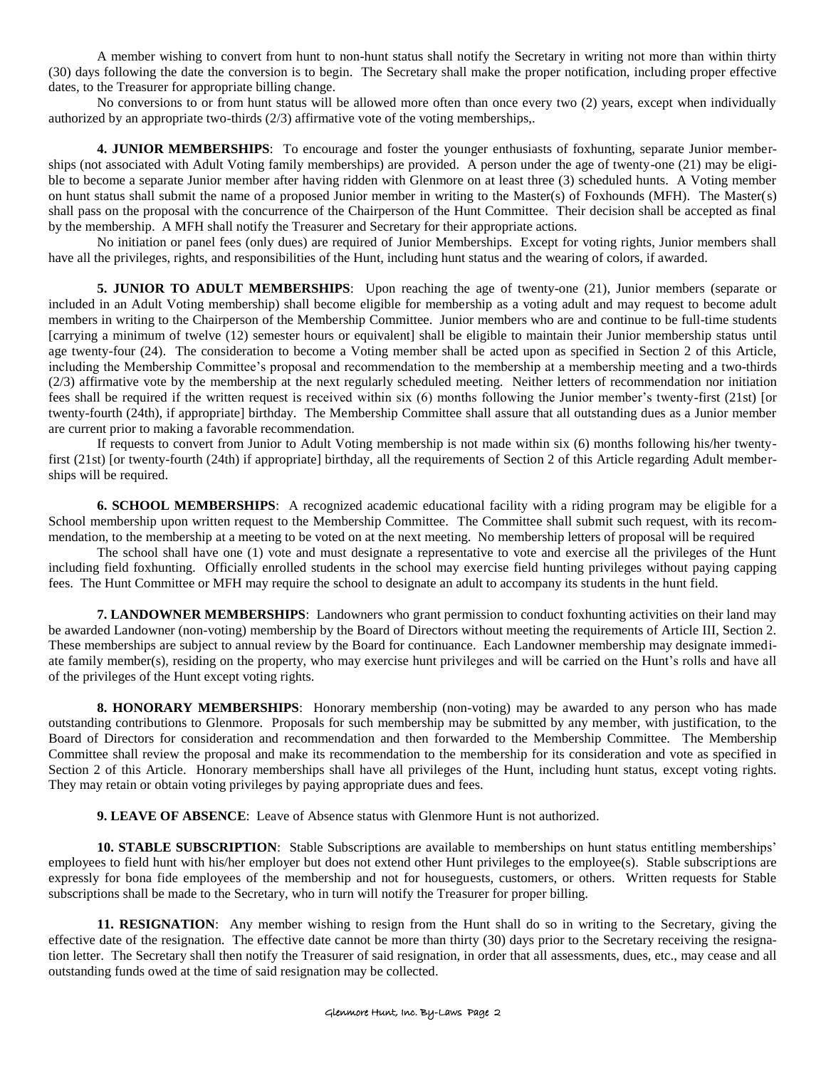A member wishing to convert from hunt to non-hunt status shall notify the Secretary in writing not more than within thirty (30) days following the date the conversion is to begin. The Secretary shall make the proper notification, including proper effective dates, to the Treasurer for appropriate billing change.

No conversions to or from hunt status will be allowed more often than once every two (2) years, except when individually authorized by an appropriate two-thirds (2/3) affirmative vote of the voting memberships,.

**4. JUNIOR MEMBERSHIPS**: To encourage and foster the younger enthusiasts of foxhunting, separate Junior memberships (not associated with Adult Voting family memberships) are provided. A person under the age of twenty-one (21) may be eligible to become a separate Junior member after having ridden with Glenmore on at least three (3) scheduled hunts. A Voting member on hunt status shall submit the name of a proposed Junior member in writing to the Master(s) of Foxhounds (MFH). The Master(s) shall pass on the proposal with the concurrence of the Chairperson of the Hunt Committee. Their decision shall be accepted as final by the membership. A MFH shall notify the Treasurer and Secretary for their appropriate actions.

No initiation or panel fees (only dues) are required of Junior Memberships. Except for voting rights, Junior members shall have all the privileges, rights, and responsibilities of the Hunt, including hunt status and the wearing of colors, if awarded.

**5. JUNIOR TO ADULT MEMBERSHIPS**: Upon reaching the age of twenty-one (21), Junior members (separate or included in an Adult Voting membership) shall become eligible for membership as a voting adult and may request to become adult members in writing to the Chairperson of the Membership Committee. Junior members who are and continue to be full-time students [carrying a minimum of twelve (12) semester hours or equivalent] shall be eligible to maintain their Junior membership status until age twenty-four (24). The consideration to become a Voting member shall be acted upon as specified in Section 2 of this Article, including the Membership Committee's proposal and recommendation to the membership at a membership meeting and a two-thirds (2/3) affirmative vote by the membership at the next regularly scheduled meeting. Neither letters of recommendation nor initiation fees shall be required if the written request is received within six (6) months following the Junior member's twenty-first (21st) [or twenty-fourth (24th), if appropriate] birthday. The Membership Committee shall assure that all outstanding dues as a Junior member are current prior to making a favorable recommendation.

If requests to convert from Junior to Adult Voting membership is not made within six (6) months following his/her twenty-first (21st) [or twenty-fourth (24th) if appropriate] birthday, all the requirements of Section 2 of this Article regarding Adult memberships will be required.

**6. SCHOOL MEMBERSHIPS**: A recognized academic educational facility with a riding program may be eligible for a School membership upon written request to the Membership Committee. The Committee shall submit such request, with its recommendation, to the membership at a meeting to be voted on at the next meeting. No membership letters of proposal will be required

The school shall have one (1) vote and must designate a representative to vote and exercise all the privileges of the Hunt including field foxhunting. Officially enrolled students in the school may exercise field hunting privileges without paying capping fees. The Hunt Committee or MFH may require the school to designate an adult to accompany its students in the hunt field.

**7. LANDOWNER MEMBERSHIPS**: Landowners who grant permission to conduct foxhunting activities on their land may be awarded Landowner (non-voting) membership by the Board of Directors without meeting the requirements of Article III, Section 2. These memberships are subject to annual review by the Board for continuance. Each Landowner membership may designate immediate family member(s), residing on the property, who may exercise hunt privileges and will be carried on the Hunt's rolls and have all of the privileges of the Hunt except voting rights.

**8. HONORARY MEMBERSHIPS**: Honorary membership (non-voting) may be awarded to any person who has made outstanding contributions to Glenmore. Proposals for such membership may be submitted by any member, with justification, to the Board of Directors for consideration and recommendation and then forwarded to the Membership Committee. The Membership Committee shall review the proposal and make its recommendation to the membership for its consideration and vote as specified in Section 2 of this Article. Honorary memberships shall have all privileges of the Hunt, including hunt status, except voting rights. They may retain or obtain voting privileges by paying appropriate dues and fees.

**9. LEAVE OF ABSENCE**: Leave of Absence status with Glenmore Hunt is not authorized.

**10. STABLE SUBSCRIPTION**: Stable Subscriptions are available to memberships on hunt status entitling memberships' employees to field hunt with his/her employer but does not extend other Hunt privileges to the employee(s). Stable subscriptions are expressly for bona fide employees of the membership and not for houseguests, customers, or others. Written requests for Stable subscriptions shall be made to the Secretary, who in turn will notify the Treasurer for proper billing.

**11. RESIGNATION**: Any member wishing to resign from the Hunt shall do so in writing to the Secretary, giving the effective date of the resignation. The effective date cannot be more than thirty (30) days prior to the Secretary receiving the resignation letter. The Secretary shall then notify the Treasurer of said resignation, in order that all assessments, dues, etc., may cease and all outstanding funds owed at the time of said resignation may be collected.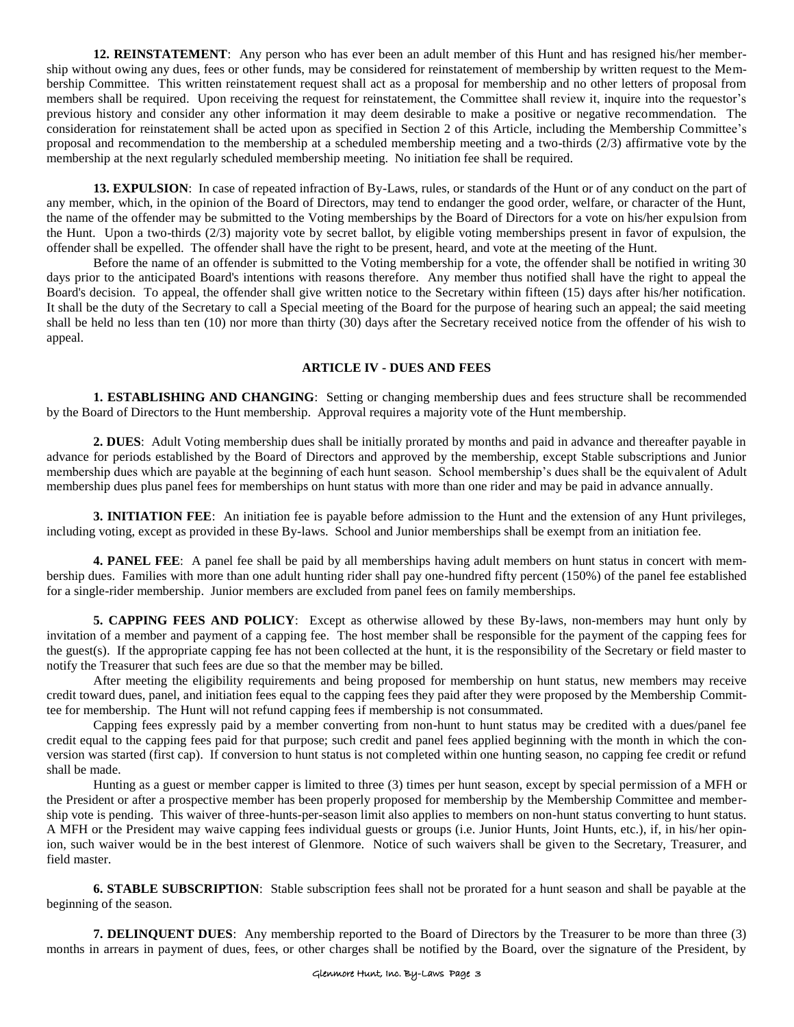**12. REINSTATEMENT**: Any person who has ever been an adult member of this Hunt and has resigned his/her membership without owing any dues, fees or other funds, may be considered for reinstatement of membership by written request to the Membership Committee. This written reinstatement request shall act as a proposal for membership and no other letters of proposal from members shall be required. Upon receiving the request for reinstatement, the Committee shall review it, inquire into the requestor's previous history and consider any other information it may deem desirable to make a positive or negative recommendation. The consideration for reinstatement shall be acted upon as specified in Section 2 of this Article, including the Membership Committee's proposal and recommendation to the membership at a scheduled membership meeting and a two-thirds (2/3) affirmative vote by the membership at the next regularly scheduled membership meeting. No initiation fee shall be required.

**13. EXPULSION**: In case of repeated infraction of By-Laws, rules, or standards of the Hunt or of any conduct on the part of any member, which, in the opinion of the Board of Directors, may tend to endanger the good order, welfare, or character of the Hunt, the name of the offender may be submitted to the Voting memberships by the Board of Directors for a vote on his/her expulsion from the Hunt. Upon a two-thirds (2/3) majority vote by secret ballot, by eligible voting memberships present in favor of expulsion, the offender shall be expelled. The offender shall have the right to be present, heard, and vote at the meeting of the Hunt.

Before the name of an offender is submitted to the Voting membership for a vote, the offender shall be notified in writing 30 days prior to the anticipated Board's intentions with reasons therefore. Any member thus notified shall have the right to appeal the Board's decision. To appeal, the offender shall give written notice to the Secretary within fifteen (15) days after his/her notification. It shall be the duty of the Secretary to call a Special meeting of the Board for the purpose of hearing such an appeal; the said meeting shall be held no less than ten (10) nor more than thirty (30) days after the Secretary received notice from the offender of his wish to appeal.

## ARTICLE IV - DUES AND FEES

**1. ESTABLISHING AND CHANGING**: Setting or changing membership dues and fees structure shall be recommended by the Board of Directors to the Hunt membership. Approval requires a majority vote of the Hunt membership.

**2. DUES**: Adult Voting membership dues shall be initially prorated by months and paid in advance and thereafter payable in advance for periods established by the Board of Directors and approved by the membership, except Stable subscriptions and Junior membership dues which are payable at the beginning of each hunt season. School membership's dues shall be the equivalent of Adult membership dues plus panel fees for memberships on hunt status with more than one rider and may be paid in advance annually.

**3. INITIATION FEE**: An initiation fee is payable before admission to the Hunt and the extension of any Hunt privileges, including voting, except as provided in these By-laws. School and Junior memberships shall be exempt from an initiation fee.

**4. PANEL FEE**: A panel fee shall be paid by all memberships having adult members on hunt status in concert with membership dues. Families with more than one adult hunting rider shall pay one-hundred fifty percent (150%) of the panel fee established for a single-rider membership. Junior members are excluded from panel fees on family memberships.

**5. CAPPING FEES AND POLICY**: Except as otherwise allowed by these By-laws, non-members may hunt only by invitation of a member and payment of a capping fee. The host member shall be responsible for the payment of the capping fees for the guest(s). If the appropriate capping fee has not been collected at the hunt, it is the responsibility of the Secretary or field master to notify the Treasurer that such fees are due so that the member may be billed.

After meeting the eligibility requirements and being proposed for membership on hunt status, new members may receive credit toward dues, panel, and initiation fees equal to the capping fees they paid after they were proposed by the Membership Committee for membership. The Hunt will not refund capping fees if membership is not consummated.

Capping fees expressly paid by a member converting from non-hunt to hunt status may be credited with a dues/panel fee credit equal to the capping fees paid for that purpose; such credit and panel fees applied beginning with the month in which the conversion was started (first cap). If conversion to hunt status is not completed within one hunting season, no capping fee credit or refund shall be made.

Hunting as a guest or member capper is limited to three (3) times per hunt season, except by special permission of a MFH or the President or after a prospective member has been properly proposed for membership by the Membership Committee and membership vote is pending. This waiver of three-hunts-per-season limit also applies to members on non-hunt status converting to hunt status. A MFH or the President may waive capping fees individual guests or groups (i.e. Junior Hunts, Joint Hunts, etc.), if, in his/her opinion, such waiver would be in the best interest of Glenmore. Notice of such waivers shall be given to the Secretary, Treasurer, and field master.

**6. STABLE SUBSCRIPTION**: Stable subscription fees shall not be prorated for a hunt season and shall be payable at the beginning of the season.

**7. DELINQUENT DUES**: Any membership reported to the Board of Directors by the Treasurer to be more than three (3) months in arrears in payment of dues, fees, or other charges shall be notified by the Board, over the signature of the President, by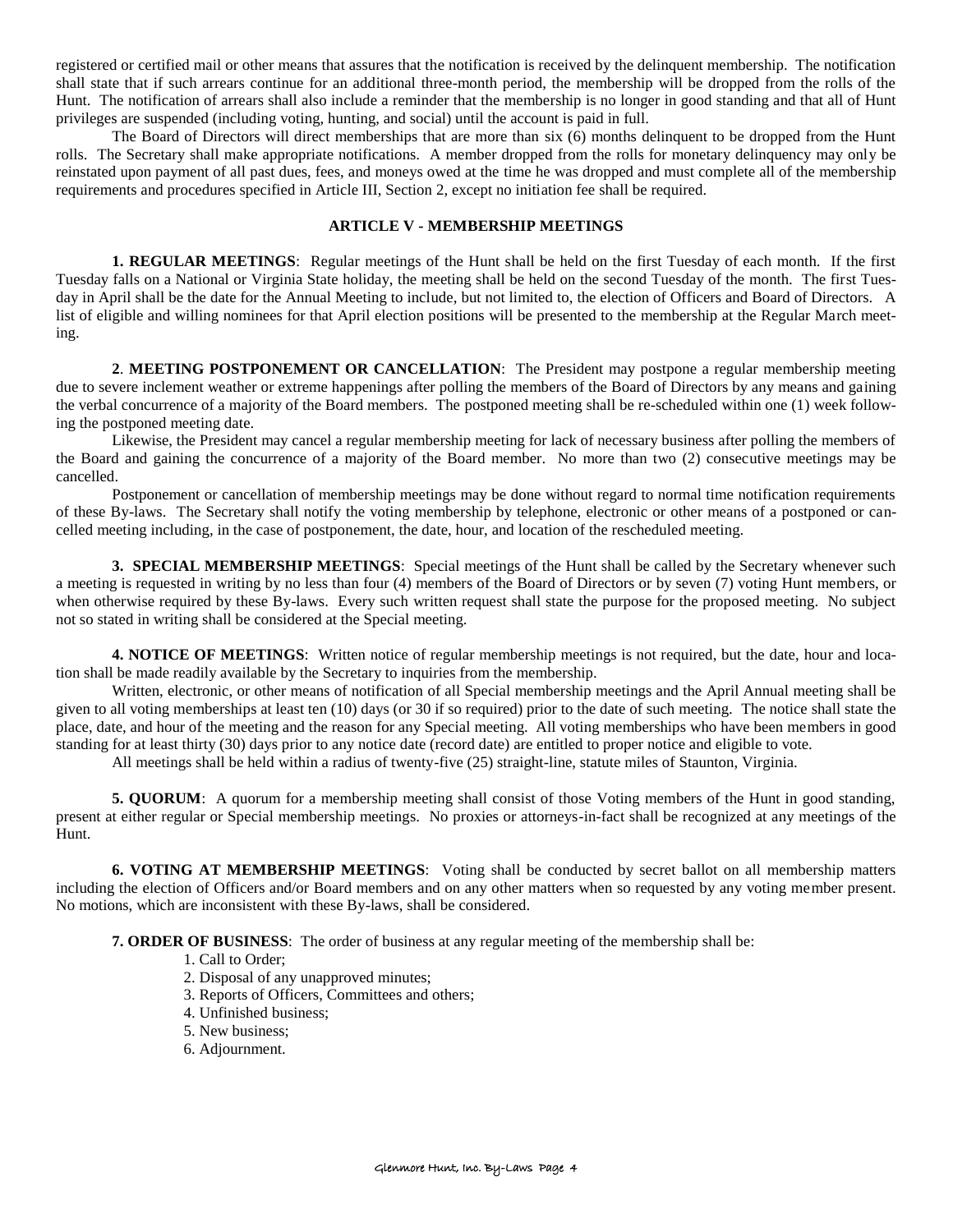registered or certified mail or other means that assures that the notification is received by the delinquent membership. The notification shall state that if such arrears continue for an additional three-month period, the membership will be dropped from the rolls of the Hunt. The notification of arrears shall also include a reminder that the membership is no longer in good standing and that all of Hunt privileges are suspended (including voting, hunting, and social) until the account is paid in full.

The Board of Directors will direct memberships that are more than six (6) months delinquent to be dropped from the Hunt rolls. The Secretary shall make appropriate notifications. A member dropped from the rolls for monetary delinquency may only be reinstated upon payment of all past dues, fees, and moneys owed at the time he was dropped and must complete all of the membership requirements and procedures specified in Article III, Section 2, except no initiation fee shall be required.

## ARTICLE V - MEMBERSHIP MEETINGS

**1. REGULAR MEETINGS**: Regular meetings of the Hunt shall be held on the first Tuesday of each month. If the first Tuesday falls on a National or Virginia State holiday, the meeting shall be held on the second Tuesday of the month. The first Tuesday in April shall be the date for the Annual Meeting to include, but not limited to, the election of Officers and Board of Directors. A list of eligible and willing nominees for that April election positions will be presented to the membership at the Regular March meeting.

**2. MEETING POSTPONEMENT OR CANCELLATION**: The President may postpone a regular membership meeting due to severe inclement weather or extreme happenings after polling the members of the Board of Directors by any means and gaining the verbal concurrence of a majority of the Board members. The postponed meeting shall be re-scheduled within one (1) week following the postponed meeting date.

Likewise, the President may cancel a regular membership meeting for lack of necessary business after polling the members of the Board and gaining the concurrence of a majority of the Board member. No more than two (2) consecutive meetings may be cancelled.

Postponement or cancellation of membership meetings may be done without regard to normal time notification requirements of these By-laws. The Secretary shall notify the voting membership by telephone, electronic or other means of a postponed or cancelled meeting including, in the case of postponement, the date, hour, and location of the rescheduled meeting.

**3. SPECIAL MEMBERSHIP MEETINGS**: Special meetings of the Hunt shall be called by the Secretary whenever such a meeting is requested in writing by no less than four (4) members of the Board of Directors or by seven (7) voting Hunt members, or when otherwise required by these By-laws. Every such written request shall state the purpose for the proposed meeting. No subject not so stated in writing shall be considered at the Special meeting.

**4. NOTICE OF MEETINGS**: Written notice of regular membership meetings is not required, but the date, hour and location shall be made readily available by the Secretary to inquiries from the membership.

Written, electronic, or other means of notification of all Special membership meetings and the April Annual meeting shall be given to all voting memberships at least ten (10) days (or 30 if so required) prior to the date of such meeting. The notice shall state the place, date, and hour of the meeting and the reason for any Special meeting. All voting memberships who have been members in good standing for at least thirty (30) days prior to any notice date (record date) are entitled to proper notice and eligible to vote.

All meetings shall be held within a radius of twenty-five (25) straight-line, statute miles of Staunton, Virginia.

**5. QUORUM**: A quorum for a membership meeting shall consist of those Voting members of the Hunt in good standing, present at either regular or Special membership meetings. No proxies or attorneys-in-fact shall be recognized at any meetings of the Hunt.

**6. VOTING AT MEMBERSHIP MEETINGS**: Voting shall be conducted by secret ballot on all membership matters including the election of Officers and/or Board members and on any other matters when so requested by any voting member present. No motions, which are inconsistent with these By-laws, shall be considered.

**7. ORDER OF BUSINESS**: The order of business at any regular meeting of the membership shall be:

1. Call to Order;
2. Disposal of any unapproved minutes;
3. Reports of Officers, Committees and others;
4. Unfinished business;
5. New business;
6. Adjournment.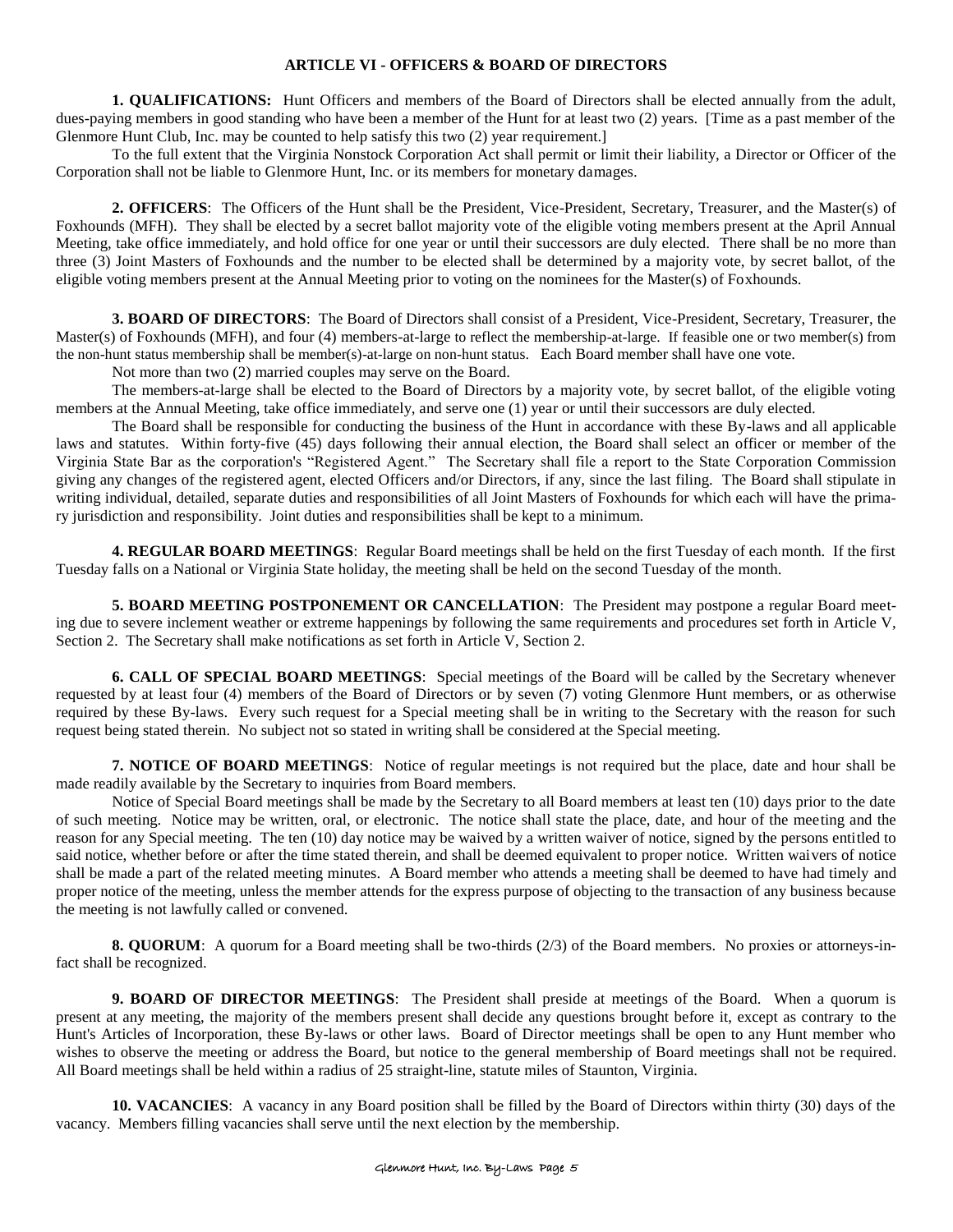## ARTICLE VI - OFFICERS & BOARD OF DIRECTORS

**1. QUALIFICATIONS:** Hunt Officers and members of the Board of Directors shall be elected annually from the adult, dues-paying members in good standing who have been a member of the Hunt for at least two (2) years. [Time as a past member of the Glenmore Hunt Club, Inc. may be counted to help satisfy this two (2) year requirement.]

To the full extent that the Virginia Nonstock Corporation Act shall permit or limit their liability, a Director or Officer of the Corporation shall not be liable to Glenmore Hunt, Inc. or its members for monetary damages.

**2. OFFICERS**: The Officers of the Hunt shall be the President, Vice-President, Secretary, Treasurer, and the Master(s) of Foxhounds (MFH). They shall be elected by a secret ballot majority vote of the eligible voting members present at the April Annual Meeting, take office immediately, and hold office for one year or until their successors are duly elected. There shall be no more than three (3) Joint Masters of Foxhounds and the number to be elected shall be determined by a majority vote, by secret ballot, of the eligible voting members present at the Annual Meeting prior to voting on the nominees for the Master(s) of Foxhounds.

**3. BOARD OF DIRECTORS**: The Board of Directors shall consist of a President, Vice-President, Secretary, Treasurer, the Master(s) of Foxhounds (MFH), and four (4) members-at-large to reflect the membership-at-large. If feasible one or two member(s) from the non-hunt status membership shall be member(s)-at-large on non-hunt status. Each Board member shall have one vote.

Not more than two (2) married couples may serve on the Board.

The members-at-large shall be elected to the Board of Directors by a majority vote, by secret ballot, of the eligible voting members at the Annual Meeting, take office immediately, and serve one (1) year or until their successors are duly elected.

The Board shall be responsible for conducting the business of the Hunt in accordance with these By-laws and all applicable laws and statutes. Within forty-five (45) days following their annual election, the Board shall select an officer or member of the Virginia State Bar as the corporation's "Registered Agent." The Secretary shall file a report to the State Corporation Commission giving any changes of the registered agent, elected Officers and/or Directors, if any, since the last filing. The Board shall stipulate in writing individual, detailed, separate duties and responsibilities of all Joint Masters of Foxhounds for which each will have the primary jurisdiction and responsibility. Joint duties and responsibilities shall be kept to a minimum.

**4. REGULAR BOARD MEETINGS**: Regular Board meetings shall be held on the first Tuesday of each month. If the first Tuesday falls on a National or Virginia State holiday, the meeting shall be held on the second Tuesday of the month.

**5. BOARD MEETING POSTPONEMENT OR CANCELLATION**: The President may postpone a regular Board meeting due to severe inclement weather or extreme happenings by following the same requirements and procedures set forth in Article V, Section 2. The Secretary shall make notifications as set forth in Article V, Section 2.

**6. CALL OF SPECIAL BOARD MEETINGS**: Special meetings of the Board will be called by the Secretary whenever requested by at least four (4) members of the Board of Directors or by seven (7) voting Glenmore Hunt members, or as otherwise required by these By-laws. Every such request for a Special meeting shall be in writing to the Secretary with the reason for such request being stated therein. No subject not so stated in writing shall be considered at the Special meeting.

**7. NOTICE OF BOARD MEETINGS**: Notice of regular meetings is not required but the place, date and hour shall be made readily available by the Secretary to inquiries from Board members.

Notice of Special Board meetings shall be made by the Secretary to all Board members at least ten (10) days prior to the date of such meeting. Notice may be written, oral, or electronic. The notice shall state the place, date, and hour of the meeting and the reason for any Special meeting. The ten (10) day notice may be waived by a written waiver of notice, signed by the persons entitled to said notice, whether before or after the time stated therein, and shall be deemed equivalent to proper notice. Written waivers of notice shall be made a part of the related meeting minutes. A Board member who attends a meeting shall be deemed to have had timely and proper notice of the meeting, unless the member attends for the express purpose of objecting to the transaction of any business because the meeting is not lawfully called or convened.

**8. QUORUM**: A quorum for a Board meeting shall be two-thirds (2/3) of the Board members. No proxies or attorneys-in-fact shall be recognized.

**9. BOARD OF DIRECTOR MEETINGS**: The President shall preside at meetings of the Board. When a quorum is present at any meeting, the majority of the members present shall decide any questions brought before it, except as contrary to the Hunt's Articles of Incorporation, these By-laws or other laws. Board of Director meetings shall be open to any Hunt member who wishes to observe the meeting or address the Board, but notice to the general membership of Board meetings shall not be required. All Board meetings shall be held within a radius of 25 straight-line, statute miles of Staunton, Virginia.

**10. VACANCIES**: A vacancy in any Board position shall be filled by the Board of Directors within thirty (30) days of the vacancy. Members filling vacancies shall serve until the next election by the membership.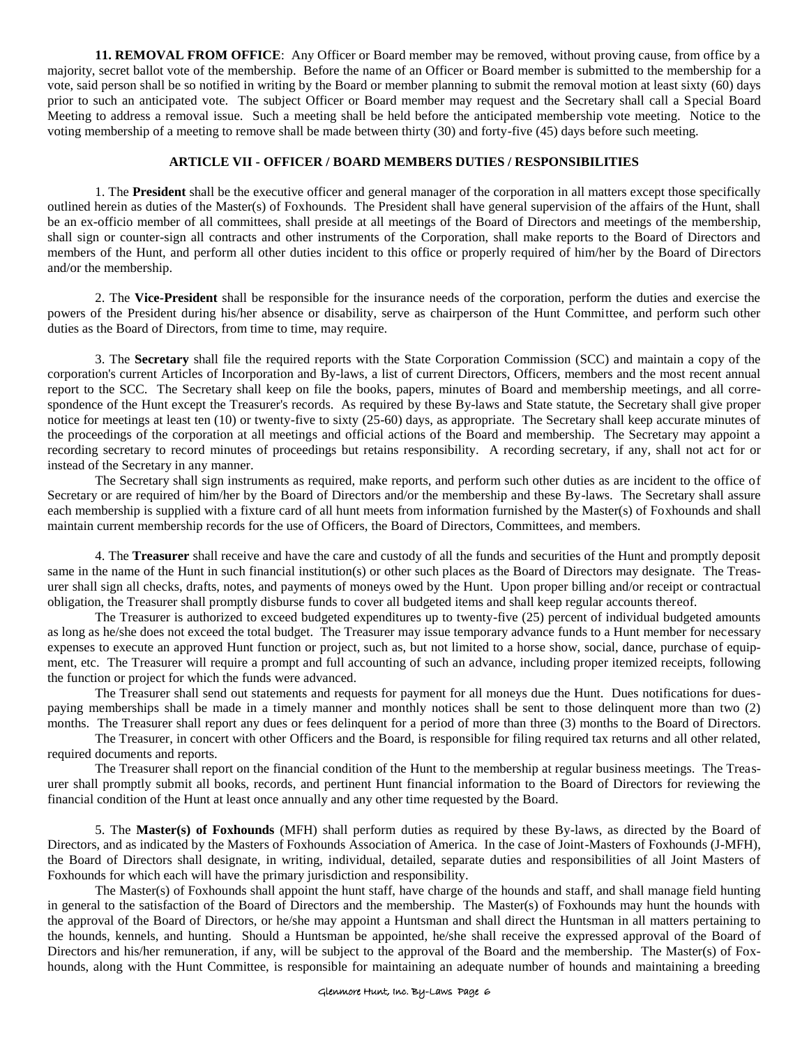**11. REMOVAL FROM OFFICE**: Any Officer or Board member may be removed, without proving cause, from office by a majority, secret ballot vote of the membership. Before the name of an Officer or Board member is submitted to the membership for a vote, said person shall be so notified in writing by the Board or member planning to submit the removal motion at least sixty (60) days prior to such an anticipated vote. The subject Officer or Board member may request and the Secretary shall call a Special Board Meeting to address a removal issue. Such a meeting shall be held before the anticipated membership vote meeting. Notice to the voting membership of a meeting to remove shall be made between thirty (30) and forty-five (45) days before such meeting.

## ARTICLE VII - OFFICER / BOARD MEMBERS DUTIES / RESPONSIBILITIES

1. The **President** shall be the executive officer and general manager of the corporation in all matters except those specifically outlined herein as duties of the Master(s) of Foxhounds. The President shall have general supervision of the affairs of the Hunt, shall be an ex-officio member of all committees, shall preside at all meetings of the Board of Directors and meetings of the membership, shall sign or counter-sign all contracts and other instruments of the Corporation, shall make reports to the Board of Directors and members of the Hunt, and perform all other duties incident to this office or properly required of him/her by the Board of Directors and/or the membership.

2. The **Vice-President** shall be responsible for the insurance needs of the corporation, perform the duties and exercise the powers of the President during his/her absence or disability, serve as chairperson of the Hunt Committee, and perform such other duties as the Board of Directors, from time to time, may require.

3. The **Secretary** shall file the required reports with the State Corporation Commission (SCC) and maintain a copy of the corporation's current Articles of Incorporation and By-laws, a list of current Directors, Officers, members and the most recent annual report to the SCC. The Secretary shall keep on file the books, papers, minutes of Board and membership meetings, and all correspondence of the Hunt except the Treasurer's records. As required by these By-laws and State statute, the Secretary shall give proper notice for meetings at least ten (10) or twenty-five to sixty (25-60) days, as appropriate. The Secretary shall keep accurate minutes of the proceedings of the corporation at all meetings and official actions of the Board and membership. The Secretary may appoint a recording secretary to record minutes of proceedings but retains responsibility. A recording secretary, if any, shall not act for or instead of the Secretary in any manner.

The Secretary shall sign instruments as required, make reports, and perform such other duties as are incident to the office of Secretary or are required of him/her by the Board of Directors and/or the membership and these By-laws. The Secretary shall assure each membership is supplied with a fixture card of all hunt meets from information furnished by the Master(s) of Foxhounds and shall maintain current membership records for the use of Officers, the Board of Directors, Committees, and members.

4. The **Treasurer** shall receive and have the care and custody of all the funds and securities of the Hunt and promptly deposit same in the name of the Hunt in such financial institution(s) or other such places as the Board of Directors may designate. The Treasurer shall sign all checks, drafts, notes, and payments of moneys owed by the Hunt. Upon proper billing and/or receipt or contractual obligation, the Treasurer shall promptly disburse funds to cover all budgeted items and shall keep regular accounts thereof.

The Treasurer is authorized to exceed budgeted expenditures up to twenty-five (25) percent of individual budgeted amounts as long as he/she does not exceed the total budget. The Treasurer may issue temporary advance funds to a Hunt member for necessary expenses to execute an approved Hunt function or project, such as, but not limited to a horse show, social, dance, purchase of equipment, etc. The Treasurer will require a prompt and full accounting of such an advance, including proper itemized receipts, following the function or project for which the funds were advanced.

The Treasurer shall send out statements and requests for payment for all moneys due the Hunt. Dues notifications for dues-paying memberships shall be made in a timely manner and monthly notices shall be sent to those delinquent more than two (2) months. The Treasurer shall report any dues or fees delinquent for a period of more than three (3) months to the Board of Directors.

The Treasurer, in concert with other Officers and the Board, is responsible for filing required tax returns and all other related, required documents and reports.

The Treasurer shall report on the financial condition of the Hunt to the membership at regular business meetings. The Treasurer shall promptly submit all books, records, and pertinent Hunt financial information to the Board of Directors for reviewing the financial condition of the Hunt at least once annually and any other time requested by the Board.

5. The **Master(s) of Foxhounds** (MFH) shall perform duties as required by these By-laws, as directed by the Board of Directors, and as indicated by the Masters of Foxhounds Association of America. In the case of Joint-Masters of Foxhounds (J-MFH), the Board of Directors shall designate, in writing, individual, detailed, separate duties and responsibilities of all Joint Masters of Foxhounds for which each will have the primary jurisdiction and responsibility.

The Master(s) of Foxhounds shall appoint the hunt staff, have charge of the hounds and staff, and shall manage field hunting in general to the satisfaction of the Board of Directors and the membership. The Master(s) of Foxhounds may hunt the hounds with the approval of the Board of Directors, or he/she may appoint a Huntsman and shall direct the Huntsman in all matters pertaining to the hounds, kennels, and hunting. Should a Huntsman be appointed, he/she shall receive the expressed approval of the Board of Directors and his/her remuneration, if any, will be subject to the approval of the Board and the membership. The Master(s) of Foxhounds, along with the Hunt Committee, is responsible for maintaining an adequate number of hounds and maintaining a breeding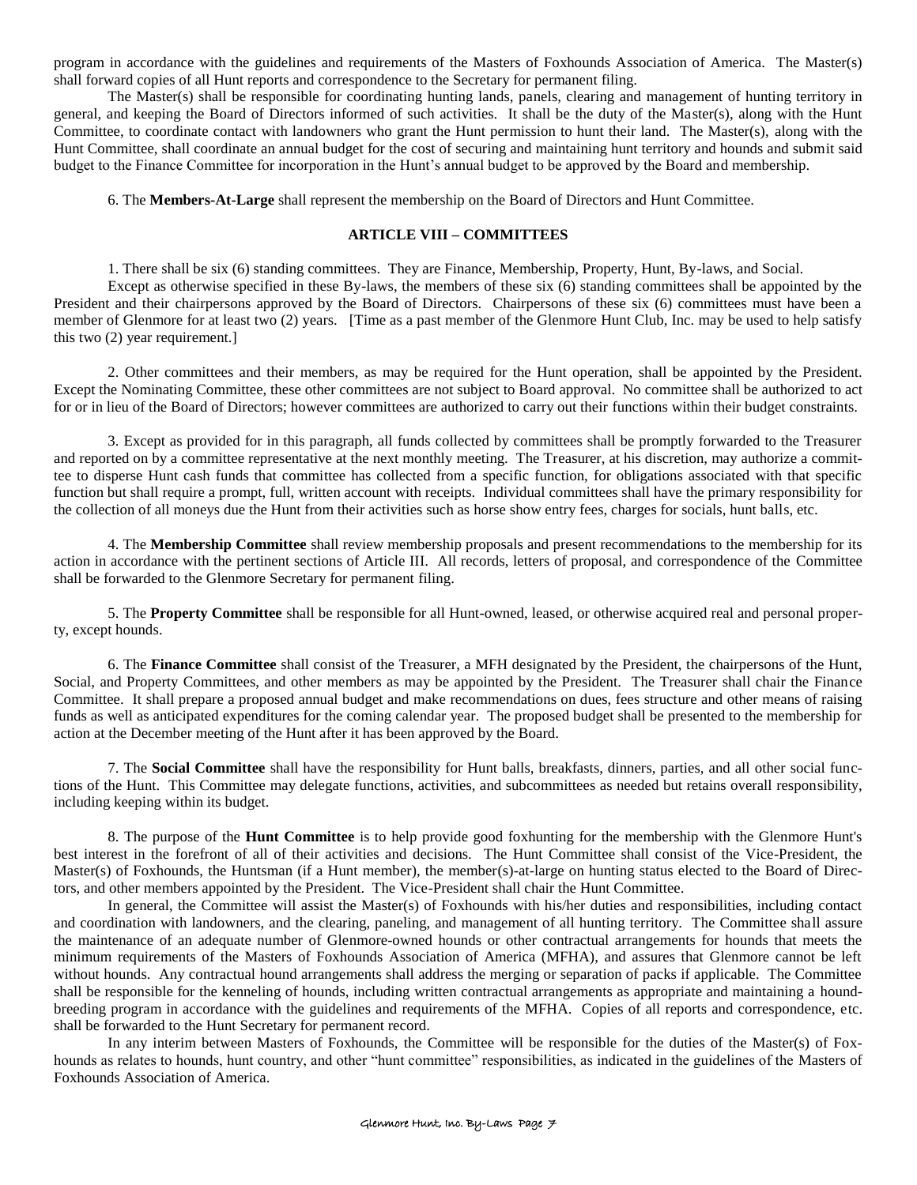program in accordance with the guidelines and requirements of the Masters of Foxhounds Association of America. The Master(s) shall forward copies of all Hunt reports and correspondence to the Secretary for permanent filing.

The Master(s) shall be responsible for coordinating hunting lands, panels, clearing and management of hunting territory in general, and keeping the Board of Directors informed of such activities. It shall be the duty of the Master(s), along with the Hunt Committee, to coordinate contact with landowners who grant the Hunt permission to hunt their land. The Master(s), along with the Hunt Committee, shall coordinate an annual budget for the cost of securing and maintaining hunt territory and hounds and submit said budget to the Finance Committee for incorporation in the Hunt's annual budget to be approved by the Board and membership.

6. The **Members-At-Large** shall represent the membership on the Board of Directors and Hunt Committee.

## ARTICLE VIII – COMMITTEES

1. There shall be six (6) standing committees. They are Finance, Membership, Property, Hunt, By-laws, and Social.

Except as otherwise specified in these By-laws, the members of these six (6) standing committees shall be appointed by the President and their chairpersons approved by the Board of Directors. Chairpersons of these six (6) committees must have been a member of Glenmore for at least two (2) years. [Time as a past member of the Glenmore Hunt Club, Inc. may be used to help satisfy this two (2) year requirement.]

2. Other committees and their members, as may be required for the Hunt operation, shall be appointed by the President. Except the Nominating Committee, these other committees are not subject to Board approval. No committee shall be authorized to act for or in lieu of the Board of Directors; however committees are authorized to carry out their functions within their budget constraints.

3. Except as provided for in this paragraph, all funds collected by committees shall be promptly forwarded to the Treasurer and reported on by a committee representative at the next monthly meeting. The Treasurer, at his discretion, may authorize a committee to disperse Hunt cash funds that committee has collected from a specific function, for obligations associated with that specific function but shall require a prompt, full, written account with receipts. Individual committees shall have the primary responsibility for the collection of all moneys due the Hunt from their activities such as horse show entry fees, charges for socials, hunt balls, etc.

4. The **Membership Committee** shall review membership proposals and present recommendations to the membership for its action in accordance with the pertinent sections of Article III. All records, letters of proposal, and correspondence of the Committee shall be forwarded to the Glenmore Secretary for permanent filing.

5. The **Property Committee** shall be responsible for all Hunt-owned, leased, or otherwise acquired real and personal property, except hounds.

6. The **Finance Committee** shall consist of the Treasurer, a MFH designated by the President, the chairpersons of the Hunt, Social, and Property Committees, and other members as may be appointed by the President. The Treasurer shall chair the Finance Committee. It shall prepare a proposed annual budget and make recommendations on dues, fees structure and other means of raising funds as well as anticipated expenditures for the coming calendar year. The proposed budget shall be presented to the membership for action at the December meeting of the Hunt after it has been approved by the Board.

7. The **Social Committee** shall have the responsibility for Hunt balls, breakfasts, dinners, parties, and all other social functions of the Hunt. This Committee may delegate functions, activities, and subcommittees as needed but retains overall responsibility, including keeping within its budget.

8. The purpose of the **Hunt Committee** is to help provide good foxhunting for the membership with the Glenmore Hunt's best interest in the forefront of all of their activities and decisions. The Hunt Committee shall consist of the Vice-President, the Master(s) of Foxhounds, the Huntsman (if a Hunt member), the member(s)-at-large on hunting status elected to the Board of Directors, and other members appointed by the President. The Vice-President shall chair the Hunt Committee.

In general, the Committee will assist the Master(s) of Foxhounds with his/her duties and responsibilities, including contact and coordination with landowners, and the clearing, paneling, and management of all hunting territory. The Committee shall assure the maintenance of an adequate number of Glenmore-owned hounds or other contractual arrangements for hounds that meets the minimum requirements of the Masters of Foxhounds Association of America (MFHA), and assures that Glenmore cannot be left without hounds. Any contractual hound arrangements shall address the merging or separation of packs if applicable. The Committee shall be responsible for the kenneling of hounds, including written contractual arrangements as appropriate and maintaining a hound-breeding program in accordance with the guidelines and requirements of the MFHA. Copies of all reports and correspondence, etc. shall be forwarded to the Hunt Secretary for permanent record.

In any interim between Masters of Foxhounds, the Committee will be responsible for the duties of the Master(s) of Foxhounds as relates to hounds, hunt country, and other "hunt committee" responsibilities, as indicated in the guidelines of the Masters of Foxhounds Association of America.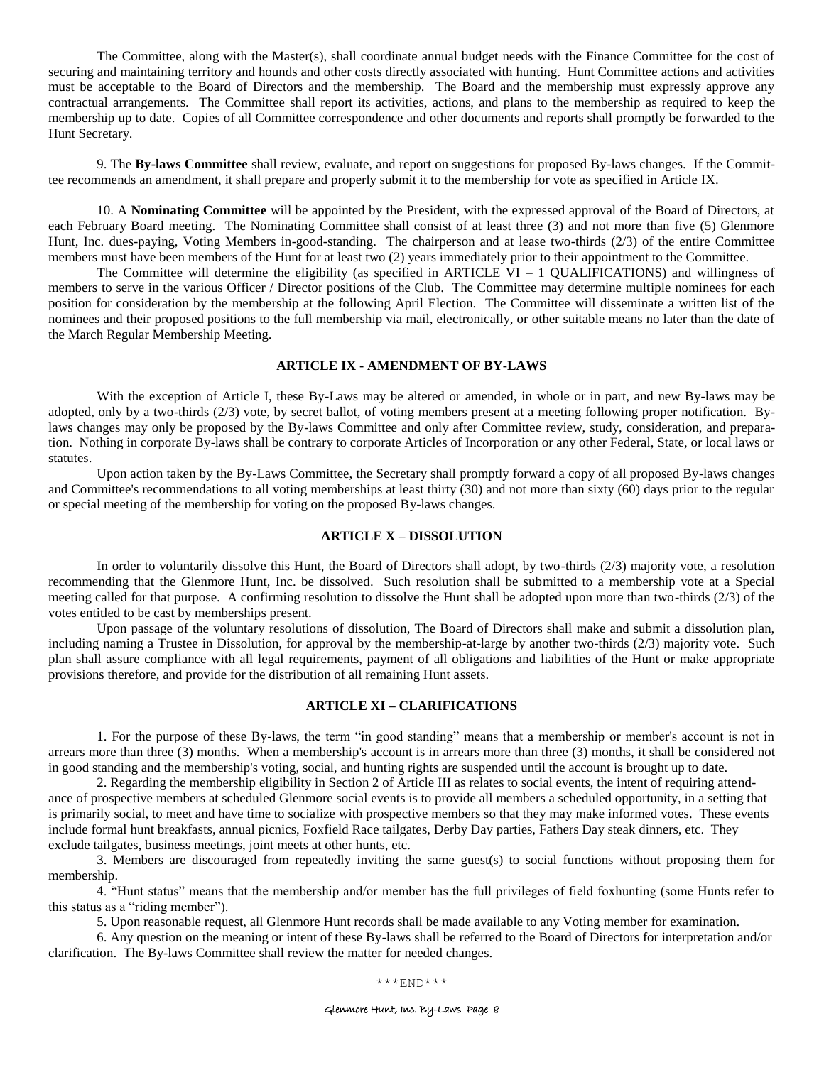The Committee, along with the Master(s), shall coordinate annual budget needs with the Finance Committee for the cost of securing and maintaining territory and hounds and other costs directly associated with hunting. Hunt Committee actions and activities must be acceptable to the Board of Directors and the membership. The Board and the membership must expressly approve any contractual arrangements. The Committee shall report its activities, actions, and plans to the membership as required to keep the membership up to date. Copies of all Committee correspondence and other documents and reports shall promptly be forwarded to the Hunt Secretary.

9. The **By-laws Committee** shall review, evaluate, and report on suggestions for proposed By-laws changes. If the Committee recommends an amendment, it shall prepare and properly submit it to the membership for vote as specified in Article IX.

10. A **Nominating Committee** will be appointed by the President, with the expressed approval of the Board of Directors, at each February Board meeting. The Nominating Committee shall consist of at least three (3) and not more than five (5) Glenmore Hunt, Inc. dues-paying, Voting Members in-good-standing. The chairperson and at lease two-thirds (2/3) of the entire Committee members must have been members of the Hunt for at least two (2) years immediately prior to their appointment to the Committee.

The Committee will determine the eligibility (as specified in ARTICLE VI – 1 QUALIFICATIONS) and willingness of members to serve in the various Officer / Director positions of the Club. The Committee may determine multiple nominees for each position for consideration by the membership at the following April Election. The Committee will disseminate a written list of the nominees and their proposed positions to the full membership via mail, electronically, or other suitable means no later than the date of the March Regular Membership Meeting.

## ARTICLE IX - AMENDMENT OF BY-LAWS

With the exception of Article I, these By-Laws may be altered or amended, in whole or in part, and new By-laws may be adopted, only by a two-thirds (2/3) vote, by secret ballot, of voting members present at a meeting following proper notification. By-laws changes may only be proposed by the By-laws Committee and only after Committee review, study, consideration, and preparation. Nothing in corporate By-laws shall be contrary to corporate Articles of Incorporation or any other Federal, State, or local laws or statutes.

Upon action taken by the By-Laws Committee, the Secretary shall promptly forward a copy of all proposed By-laws changes and Committee's recommendations to all voting memberships at least thirty (30) and not more than sixty (60) days prior to the regular or special meeting of the membership for voting on the proposed By-laws changes.

## ARTICLE X – DISSOLUTION

In order to voluntarily dissolve this Hunt, the Board of Directors shall adopt, by two-thirds (2/3) majority vote, a resolution recommending that the Glenmore Hunt, Inc. be dissolved. Such resolution shall be submitted to a membership vote at a Special meeting called for that purpose. A confirming resolution to dissolve the Hunt shall be adopted upon more than two-thirds (2/3) of the votes entitled to be cast by memberships present.

Upon passage of the voluntary resolutions of dissolution, The Board of Directors shall make and submit a dissolution plan, including naming a Trustee in Dissolution, for approval by the membership-at-large by another two-thirds (2/3) majority vote. Such plan shall assure compliance with all legal requirements, payment of all obligations and liabilities of the Hunt or make appropriate provisions therefore, and provide for the distribution of all remaining Hunt assets.

## ARTICLE XI – CLARIFICATIONS

1. For the purpose of these By-laws, the term "in good standing" means that a membership or member's account is not in arrears more than three (3) months. When a membership's account is in arrears more than three (3) months, it shall be considered not in good standing and the membership's voting, social, and hunting rights are suspended until the account is brought up to date.

2. Regarding the membership eligibility in Section 2 of Article III as relates to social events, the intent of requiring attendance of prospective members at scheduled Glenmore social events is to provide all members a scheduled opportunity, in a setting that is primarily social, to meet and have time to socialize with prospective members so that they may make informed votes. These events include formal hunt breakfasts, annual picnics, Foxfield Race tailgates, Derby Day parties, Fathers Day steak dinners, etc. They exclude tailgates, business meetings, joint meets at other hunts, etc.

3. Members are discouraged from repeatedly inviting the same guest(s) to social functions without proposing them for membership.

4. "Hunt status" means that the membership and/or member has the full privileges of field foxhunting (some Hunts refer to this status as a "riding member").

5. Upon reasonable request, all Glenmore Hunt records shall be made available to any Voting member for examination.

6. Any question on the meaning or intent of these By-laws shall be referred to the Board of Directors for interpretation and/or clarification. The By-laws Committee shall review the matter for needed changes.

***END***